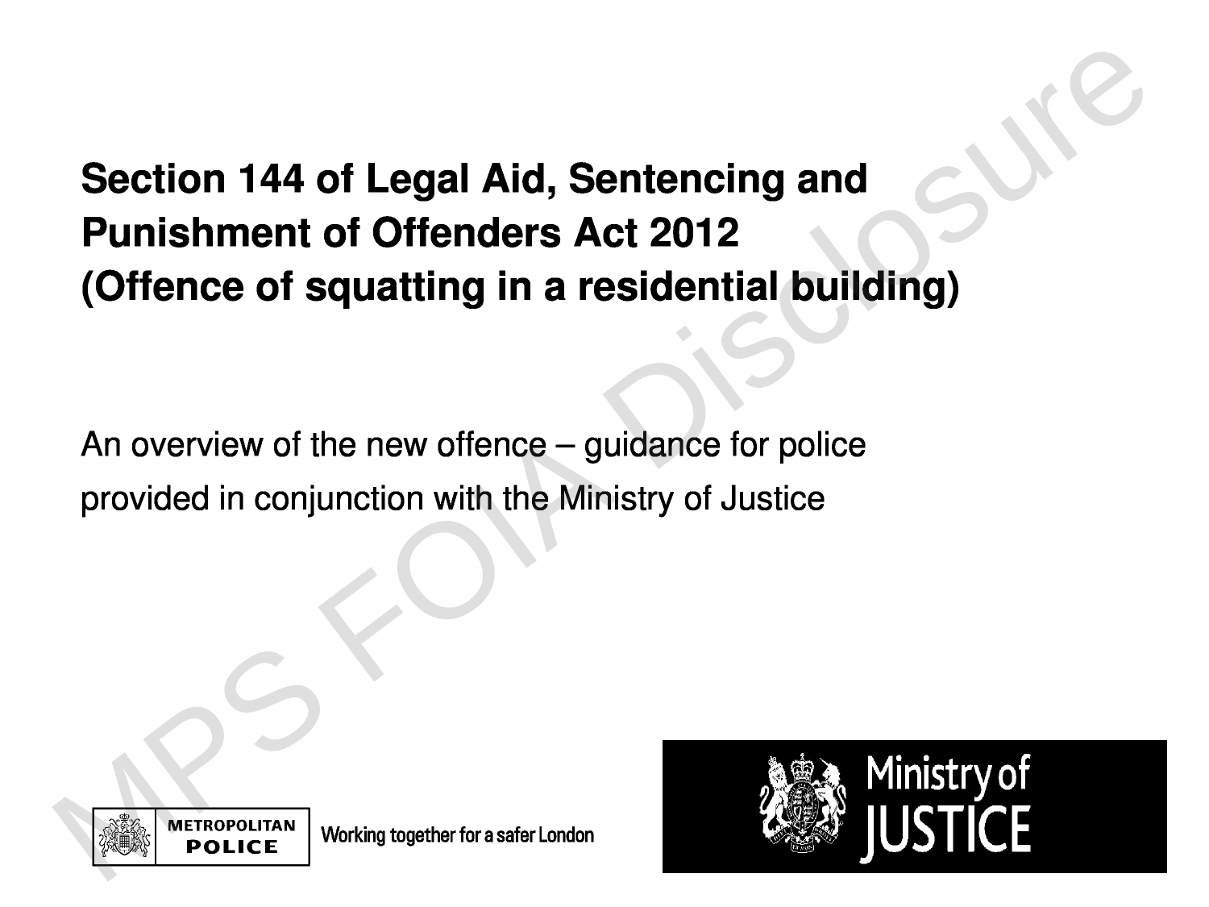# Section 144 of Legal Aid, Sentencing and Punishment of Offenders Act 2012 (Offence of squatting in a residential building)

An overview of the new offence – guidance for police provided in conjunction with the Ministry of Justice

METROPOLITAN POLICE

Working together for a safer London

Ministry of JUSTICE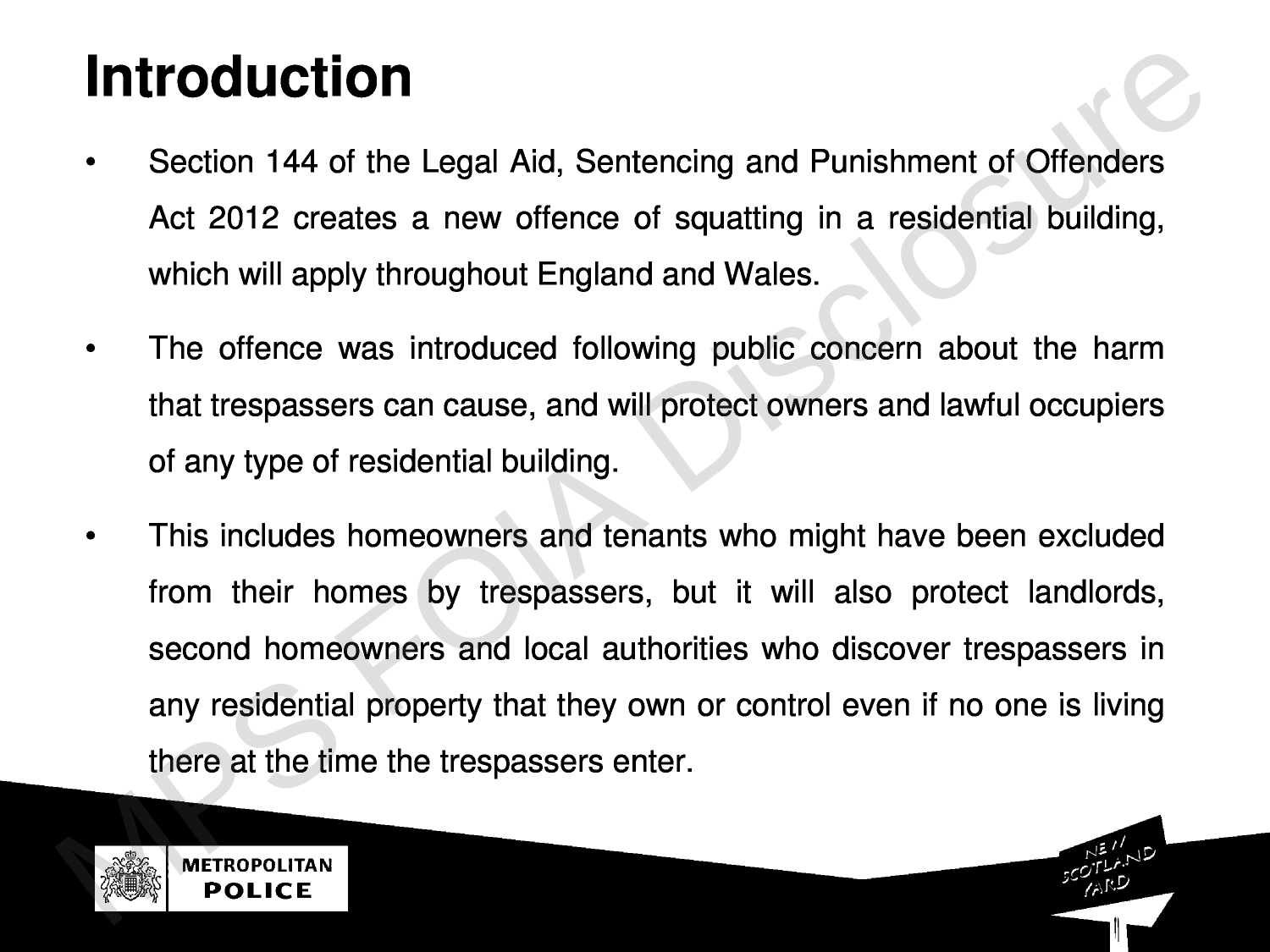# Introduction

- Section 144 of the Legal Aid, Sentencing and Punishment of Offenders Act 2012 creates a new offence of squatting in a residential building, which will apply throughout England and Wales.
- The offence was introduced following public concern about the harm that trespassers can cause, and will protect owners and lawful occupiers of any type of residential building.
- This includes homeowners and tenants who might have been excluded from their homes by trespassers, but it will also protect landlords, second homeowners and local authorities who discover trespassers in any residential property that they own or control even if no one is living there at the time the trespassers enter.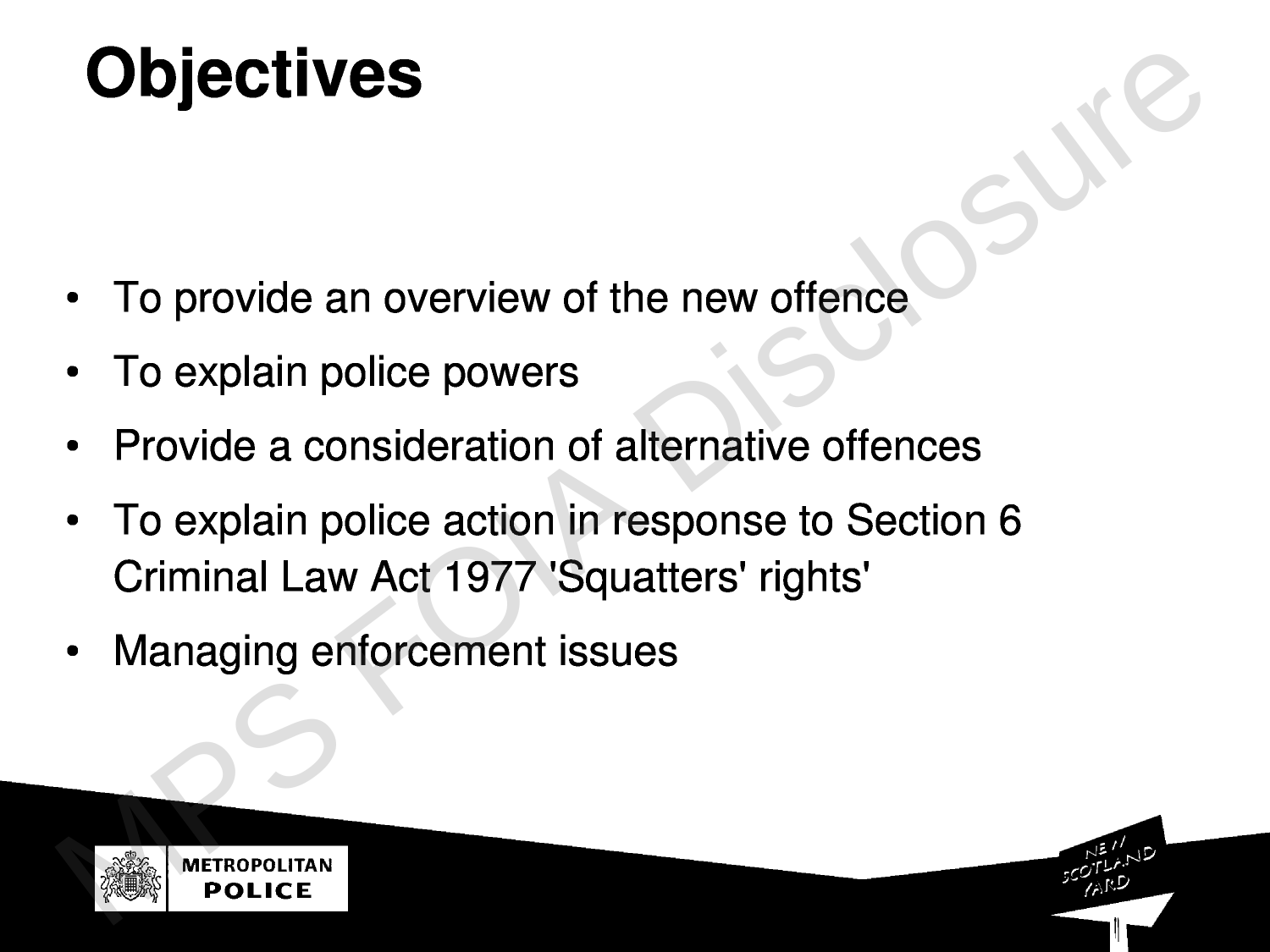# Objectives

- To provide an overview of the new offence
- To explain police powers
- Provide a consideration of alternative offences
- To explain police action in response to Section 6 Criminal Law Act 1977 'Squatters' rights'
- Managing enforcement issues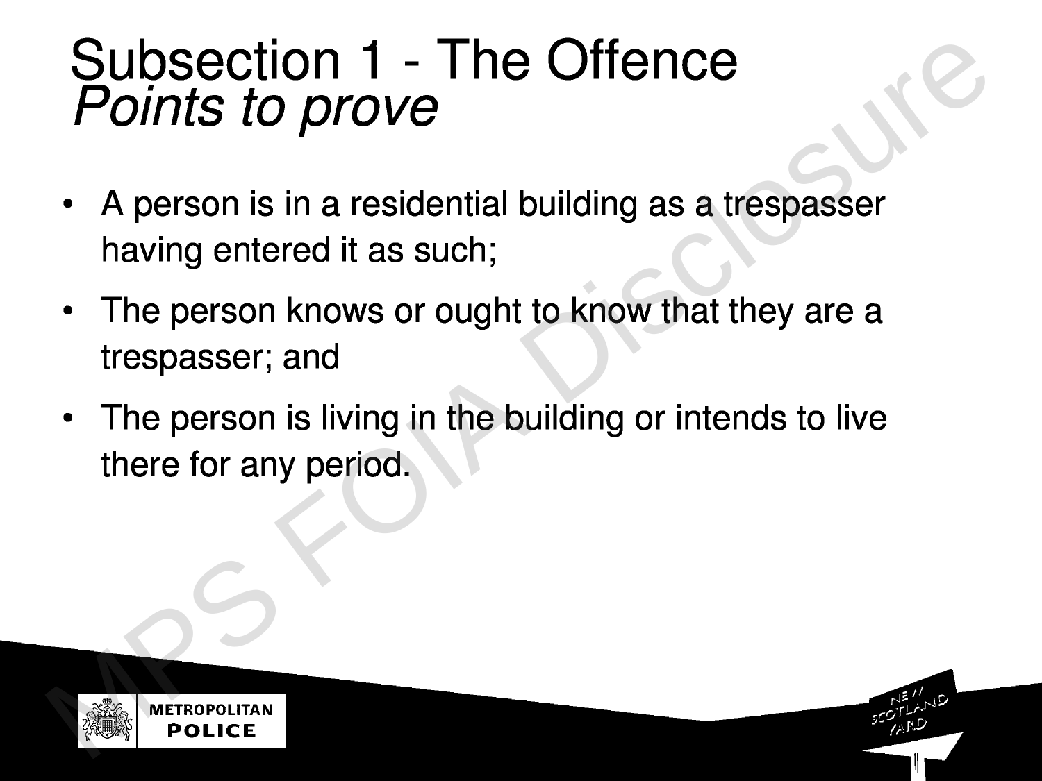# Subsection 1 - The Offence

## *Points to prove*

- A person is in a residential building as a trespasser having entered it as such;
- The person knows or ought to know that they are a trespasser; and
- The person is living in the building or intends to live there for any period.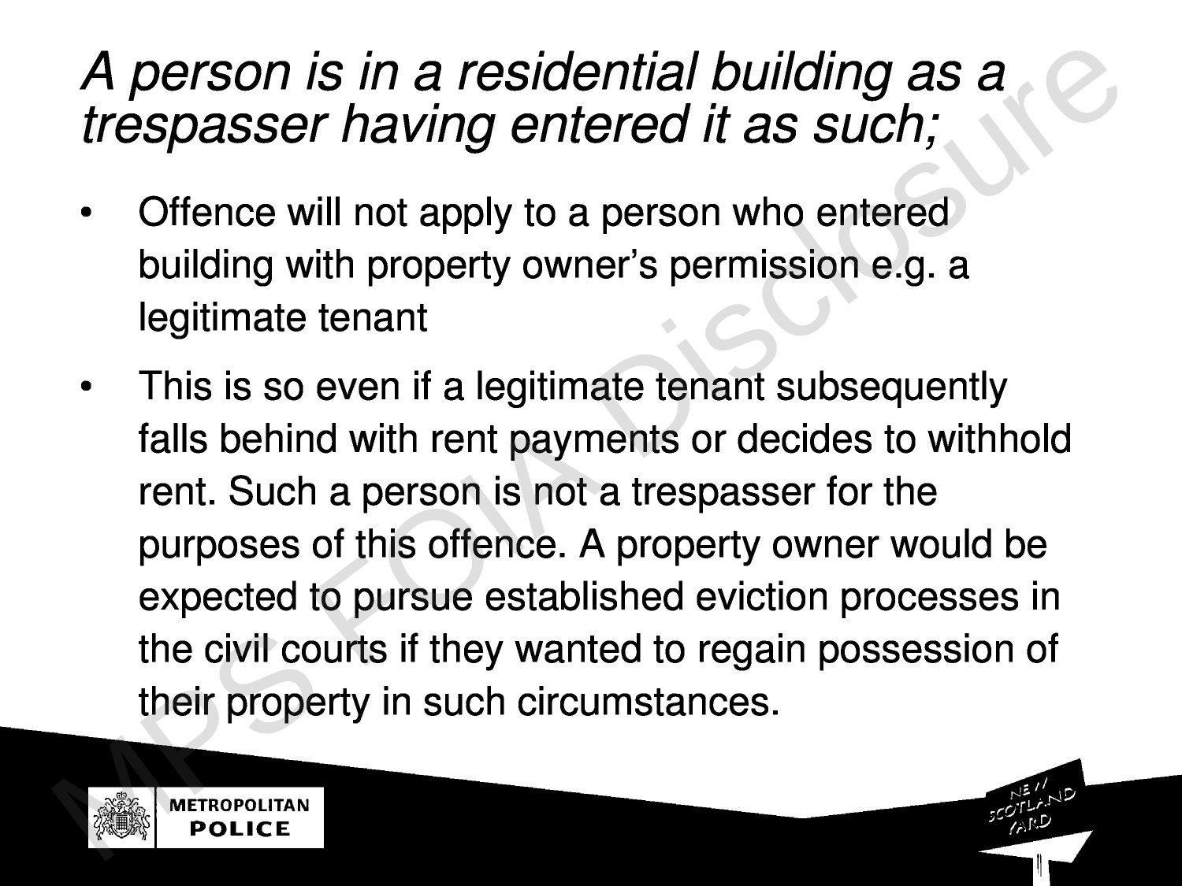# *A person is in a residential building as a trespasser having entered it as such;*

- Offence will not apply to a person who entered building with property owner's permission e.g. a legitimate tenant
- This is so even if a legitimate tenant subsequently falls behind with rent payments or decides to withhold rent. Such a person is not a trespasser for the purposes of this offence. A property owner would be expected to pursue established eviction processes in the civil courts if they wanted to regain possession of their property in such circumstances.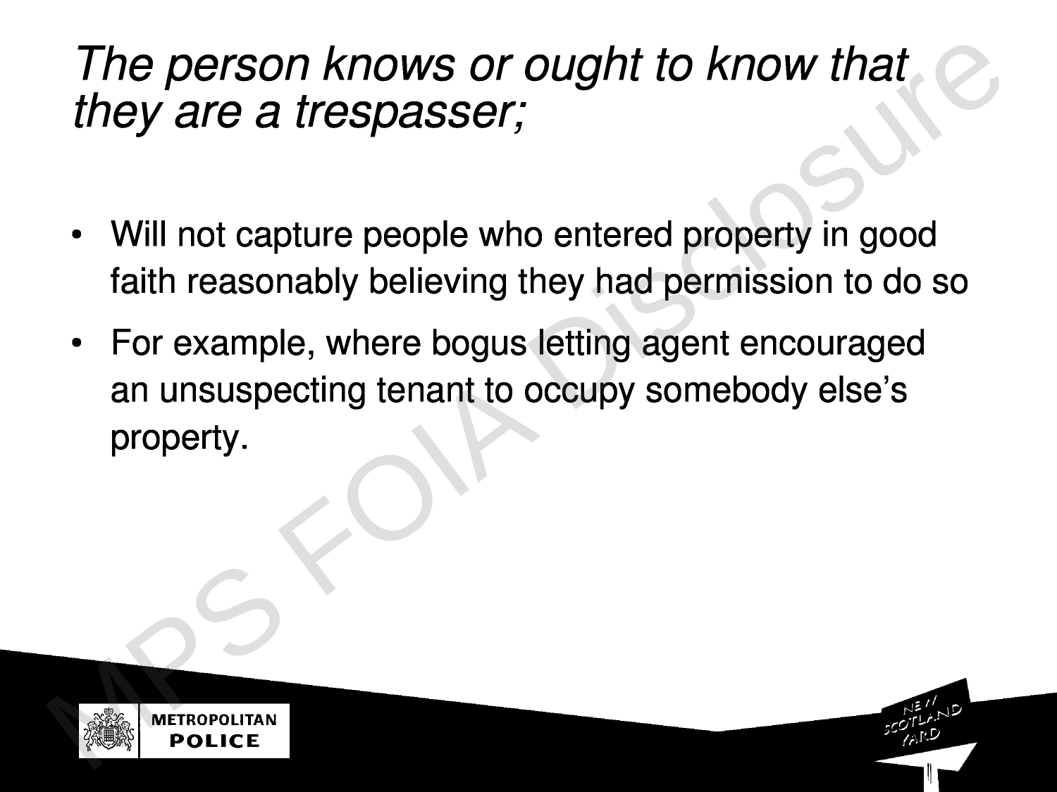# *The person knows or ought to know that they are a trespasser;*

- Will not capture people who entered property in good faith reasonably believing they had permission to do so
- For example, where bogus letting agent encouraged an unsuspecting tenant to occupy somebody else's property.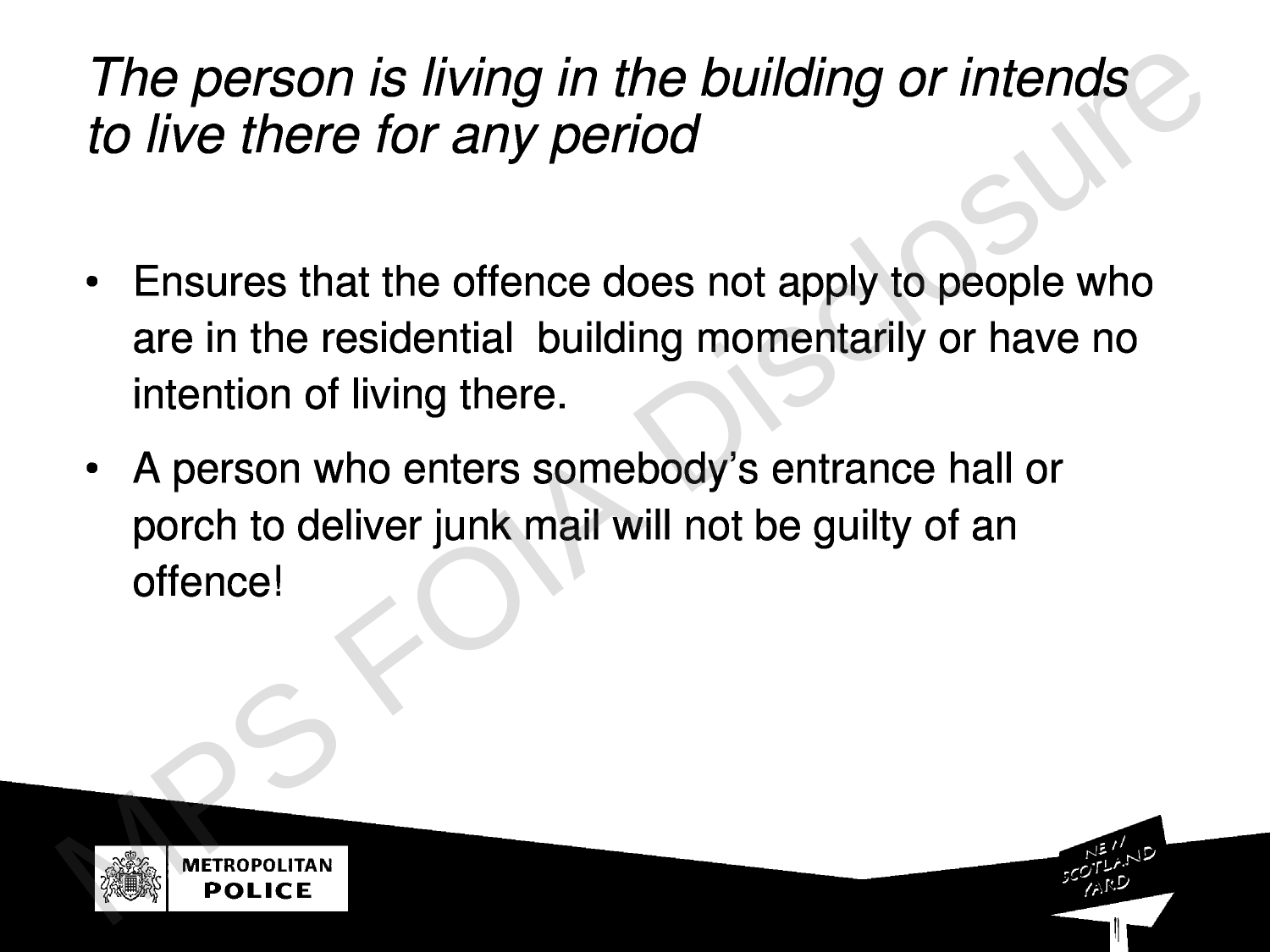# *The person is living in the building or intends to live there for any period*

- Ensures that the offence does not apply to people who are in the residential  building momentarily or have no intention of living there.
- A person who enters somebody's entrance hall or porch to deliver junk mail will not be guilty of an offence!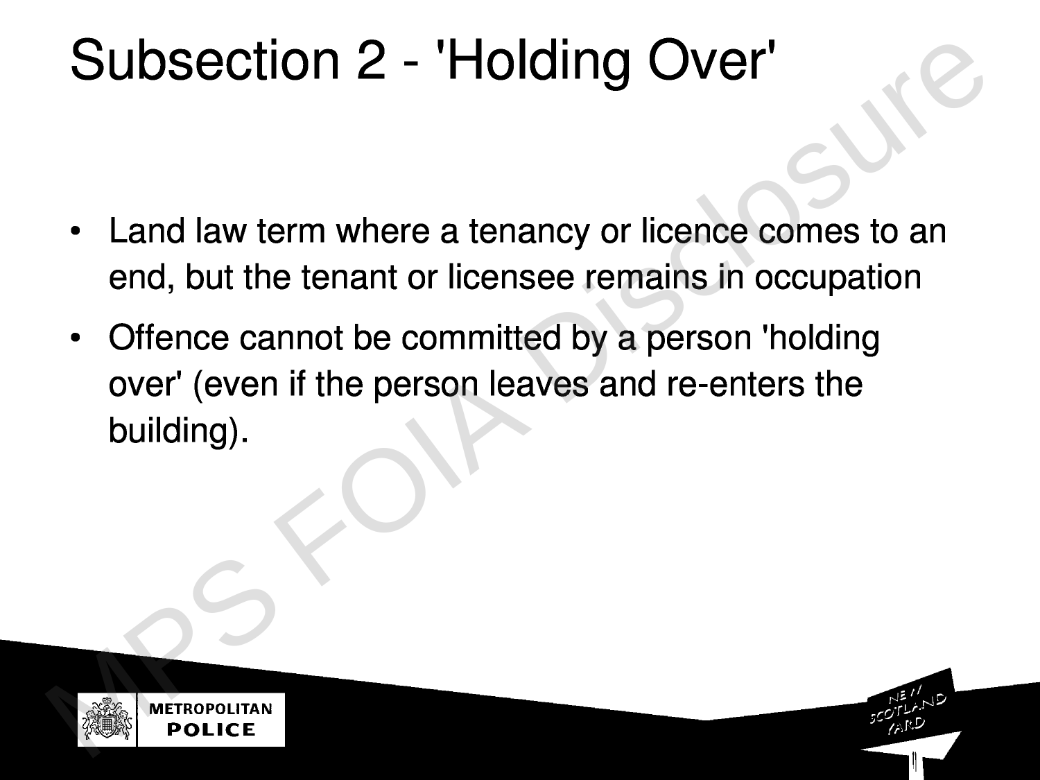# Subsection 2 - 'Holding Over'

- Land law term where a tenancy or licence comes to an end, but the tenant or licensee remains in occupation
- Offence cannot be committed by a person 'holding over' (even if the person leaves and re-enters the building).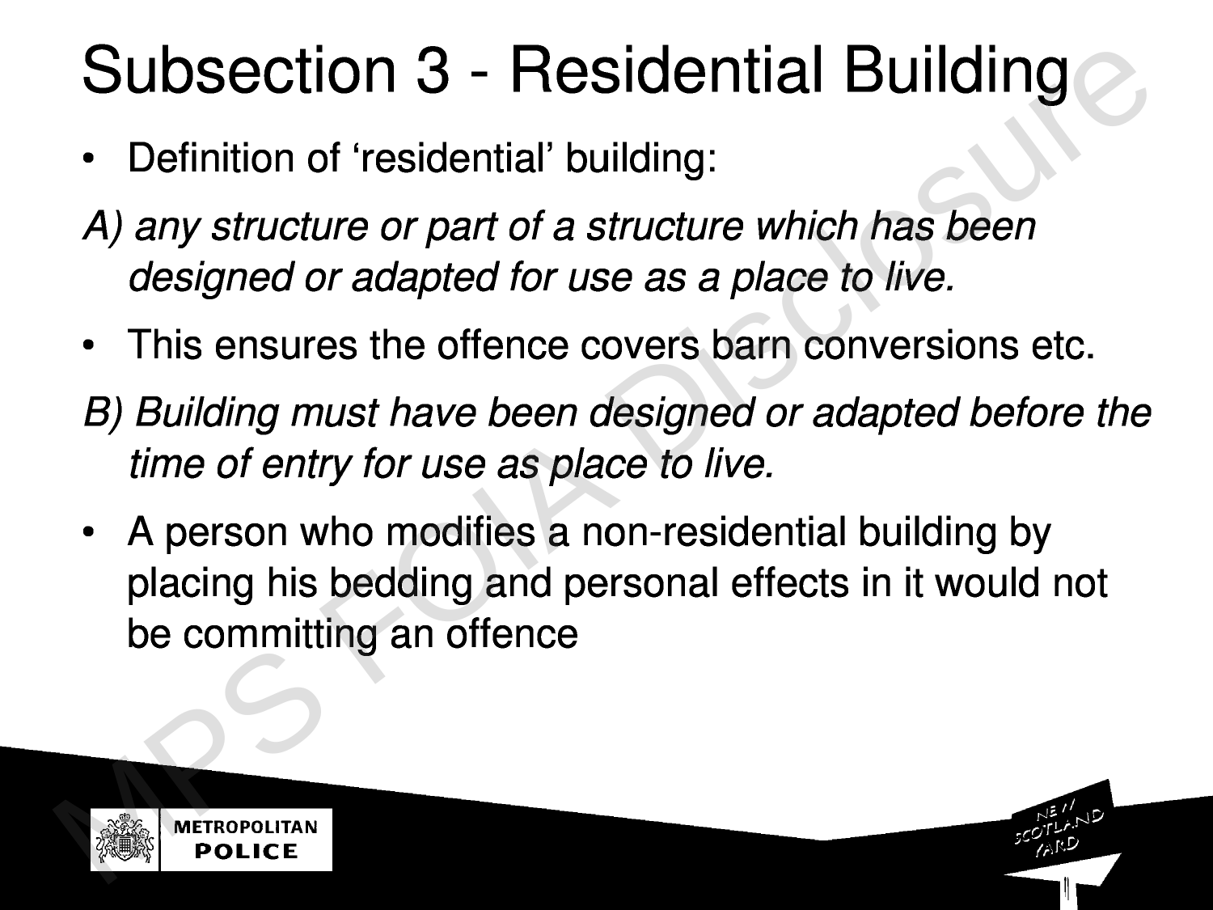# Subsection 3 - Residential Building

- Definition of 'residential' building:

*A) any structure or part of a structure which has been designed or adapted for use as a place to live.*

- This ensures the offence covers barn conversions etc.

*B) Building must have been designed or adapted before the time of entry for use as place to live.*

- A person who modifies a non-residential building by placing his bedding and personal effects in it would not be committing an offence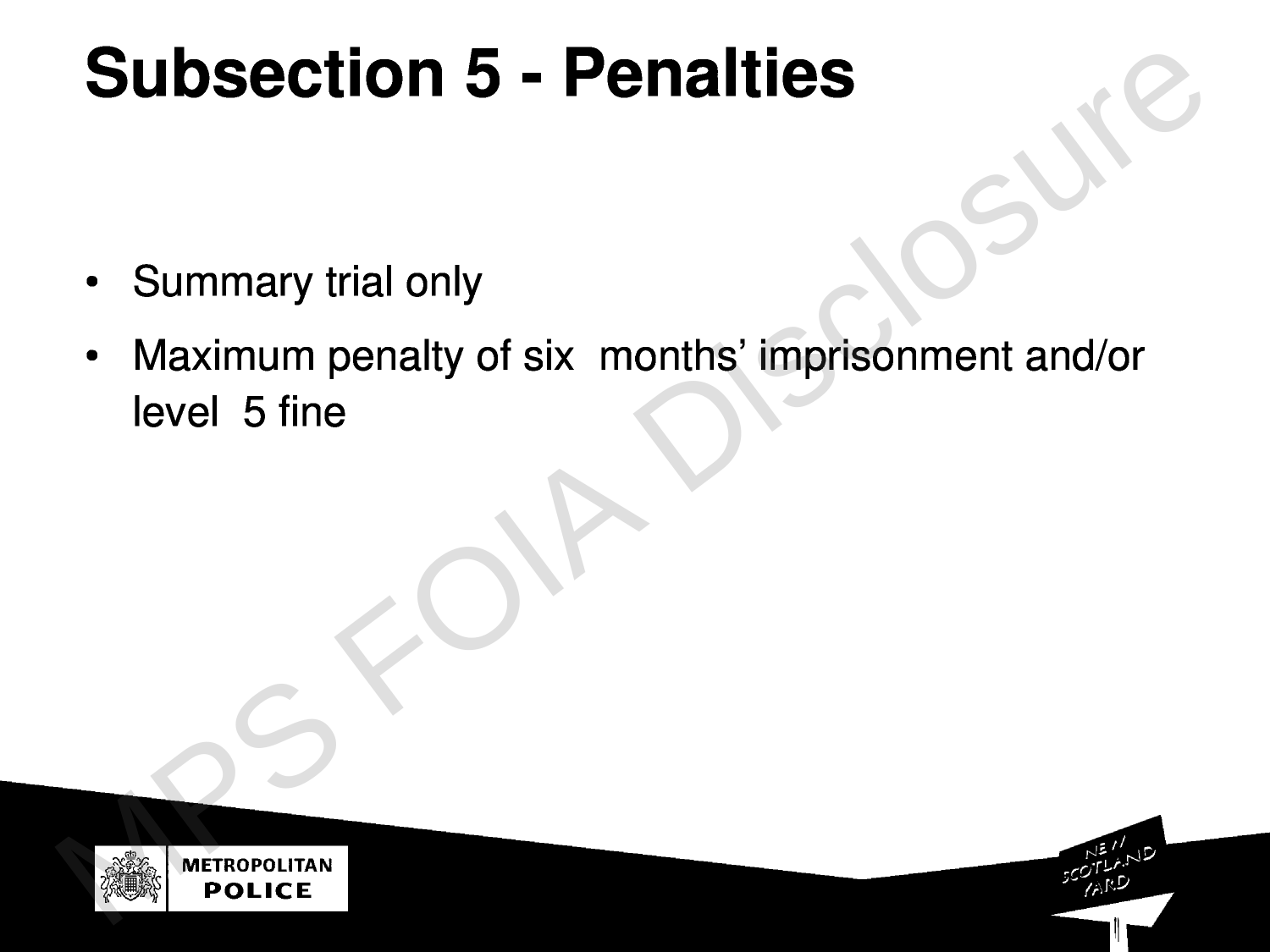# Subsection 5 - Penalties

- Summary trial only
- Maximum penalty of six months' imprisonment and/or level 5 fine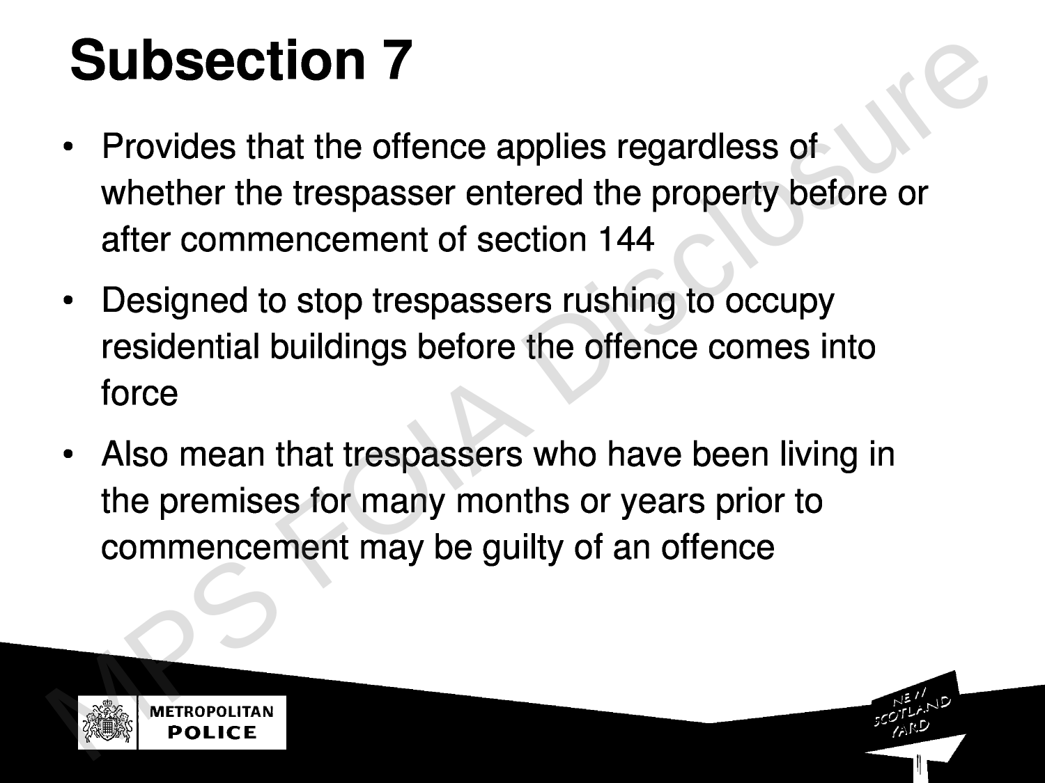# Subsection 7

- Provides that the offence applies regardless of whether the trespasser entered the property before or after commencement of section 144
- Designed to stop trespassers rushing to occupy residential buildings before the offence comes into force
- Also mean that trespassers who have been living in the premises for many months or years prior to commencement may be guilty of an offence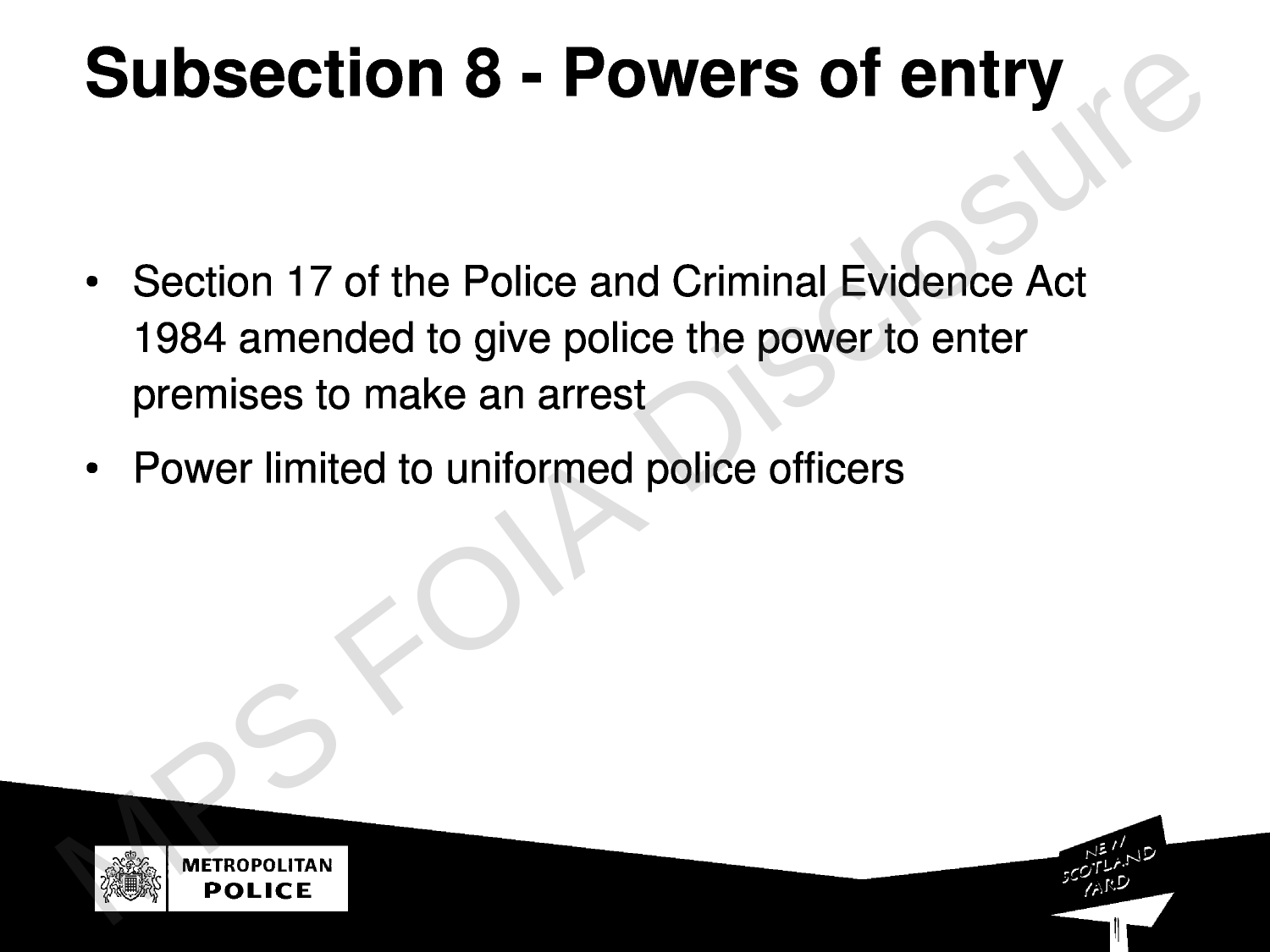# Subsection 8 - Powers of entry

- Section 17 of the Police and Criminal Evidence Act 1984 amended to give police the power to enter premises to make an arrest
- Power limited to uniformed police officers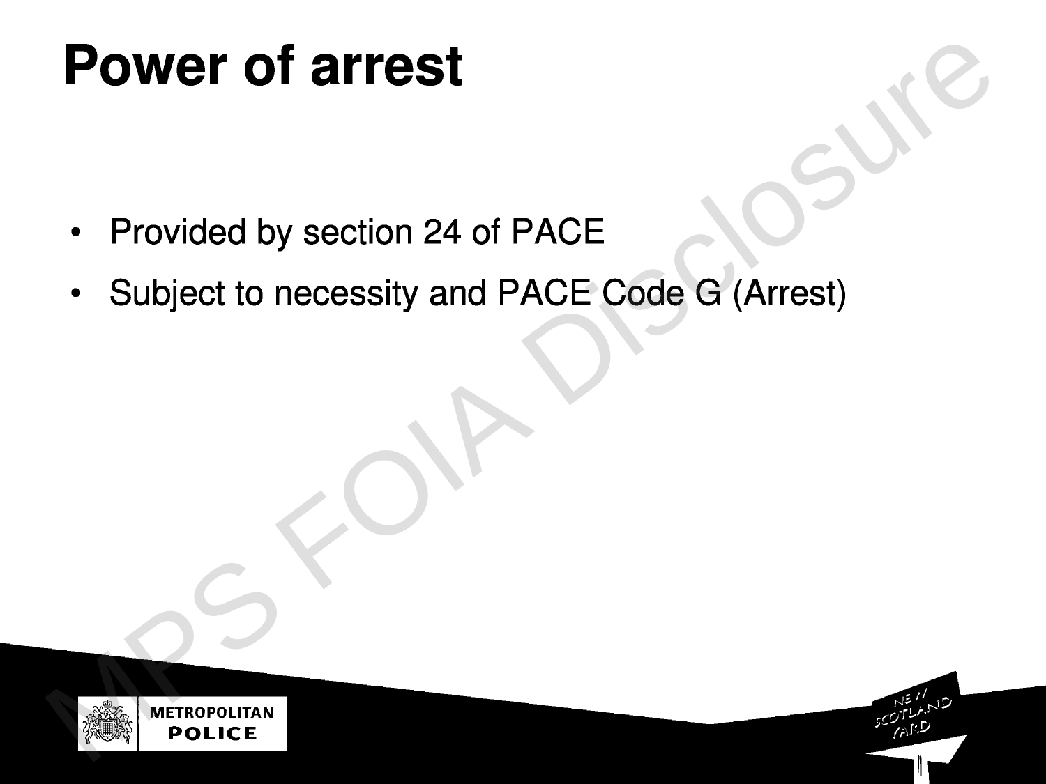# Power of arrest

- Provided by section 24 of PACE
- Subject to necessity and PACE Code G (Arrest)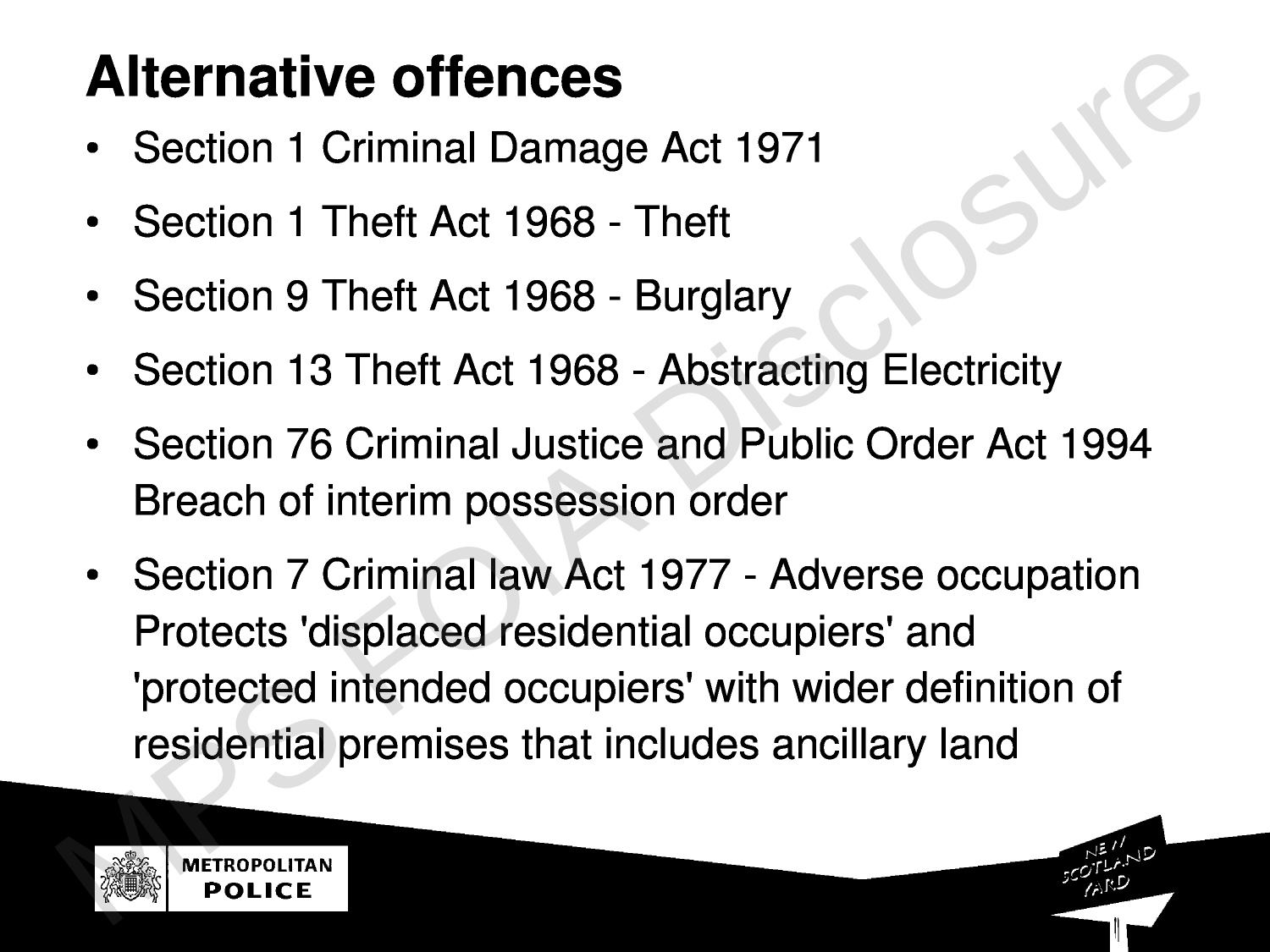# Alternative offences

- Section 1 Criminal Damage Act 1971
- Section 1 Theft Act 1968 - Theft
- Section 9 Theft Act 1968 - Burglary
- Section 13 Theft Act 1968 - Abstracting Electricity
- Section 76 Criminal Justice and Public Order Act 1994 Breach of interim possession order
- Section 7 Criminal law Act 1977 - Adverse occupation Protects 'displaced residential occupiers' and 'protected intended occupiers' with wider definition of residential premises that includes ancillary land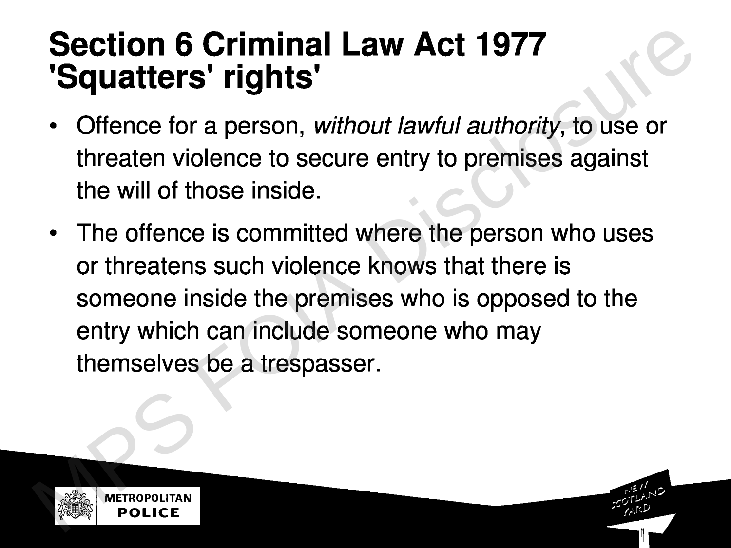# Section 6 Criminal Law Act 1977 'Squatters' rights'

- Offence for a person, *without lawful authority*, to use or threaten violence to secure entry to premises against the will of those inside.
- The offence is committed where the person who uses or threatens such violence knows that there is someone inside the premises who is opposed to the entry which can include someone who may themselves be a trespasser.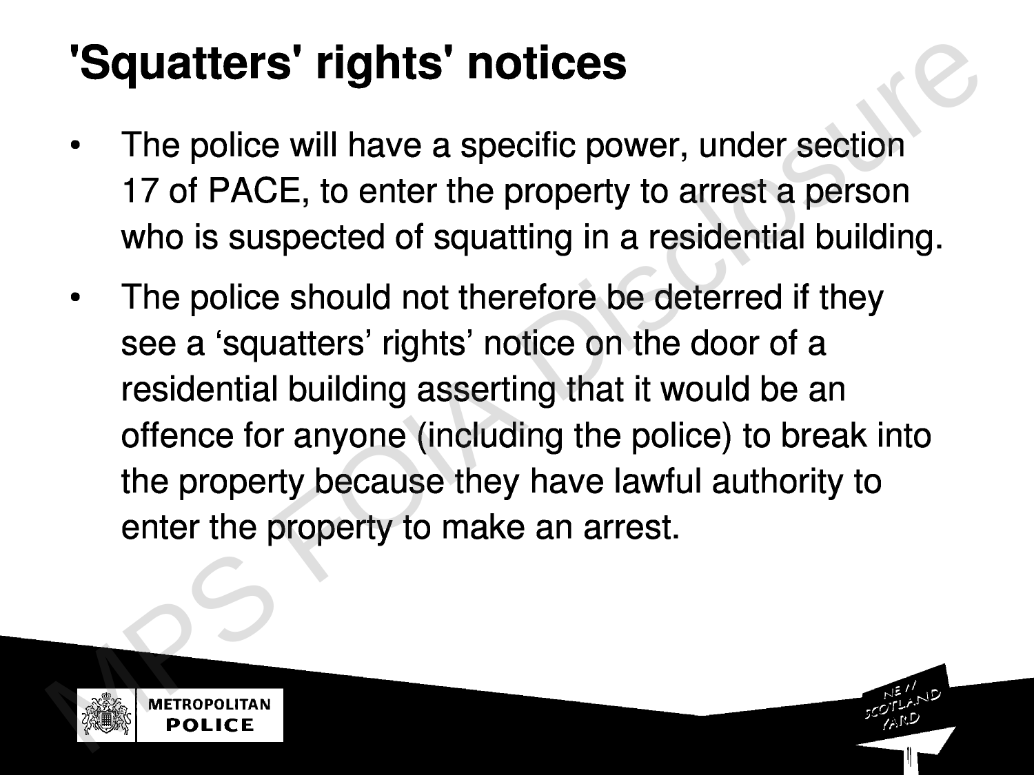# 'Squatters' rights' notices

- The police will have a specific power, under section 17 of PACE, to enter the property to arrest a person who is suspected of squatting in a residential building.
- The police should not therefore be deterred if they see a 'squatters' rights' notice on the door of a residential building asserting that it would be an offence for anyone (including the police) to break into the property because they have lawful authority to enter the property to make an arrest.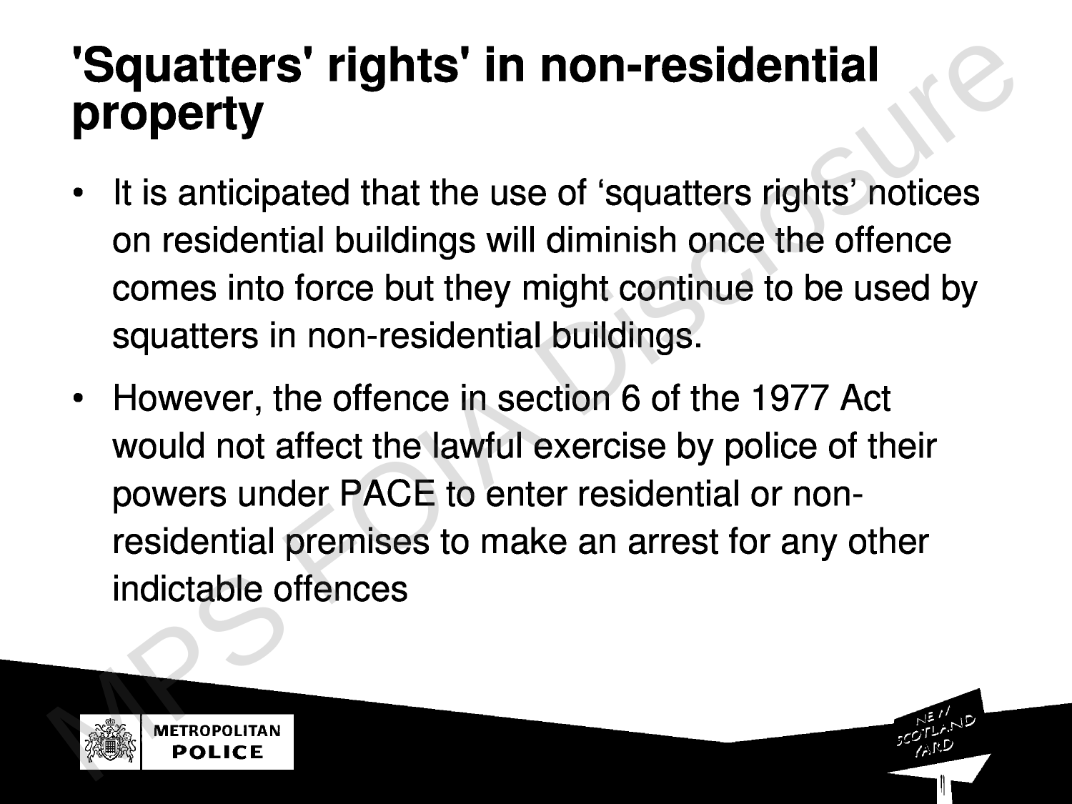# 'Squatters' rights' in non-residential property

- It is anticipated that the use of 'squatters rights' notices on residential buildings will diminish once the offence comes into force but they might continue to be used by squatters in non-residential buildings.
- However, the offence in section 6 of the 1977 Act would not affect the lawful exercise by police of their powers under PACE to enter residential or non-residential premises to make an arrest for any other indictable offences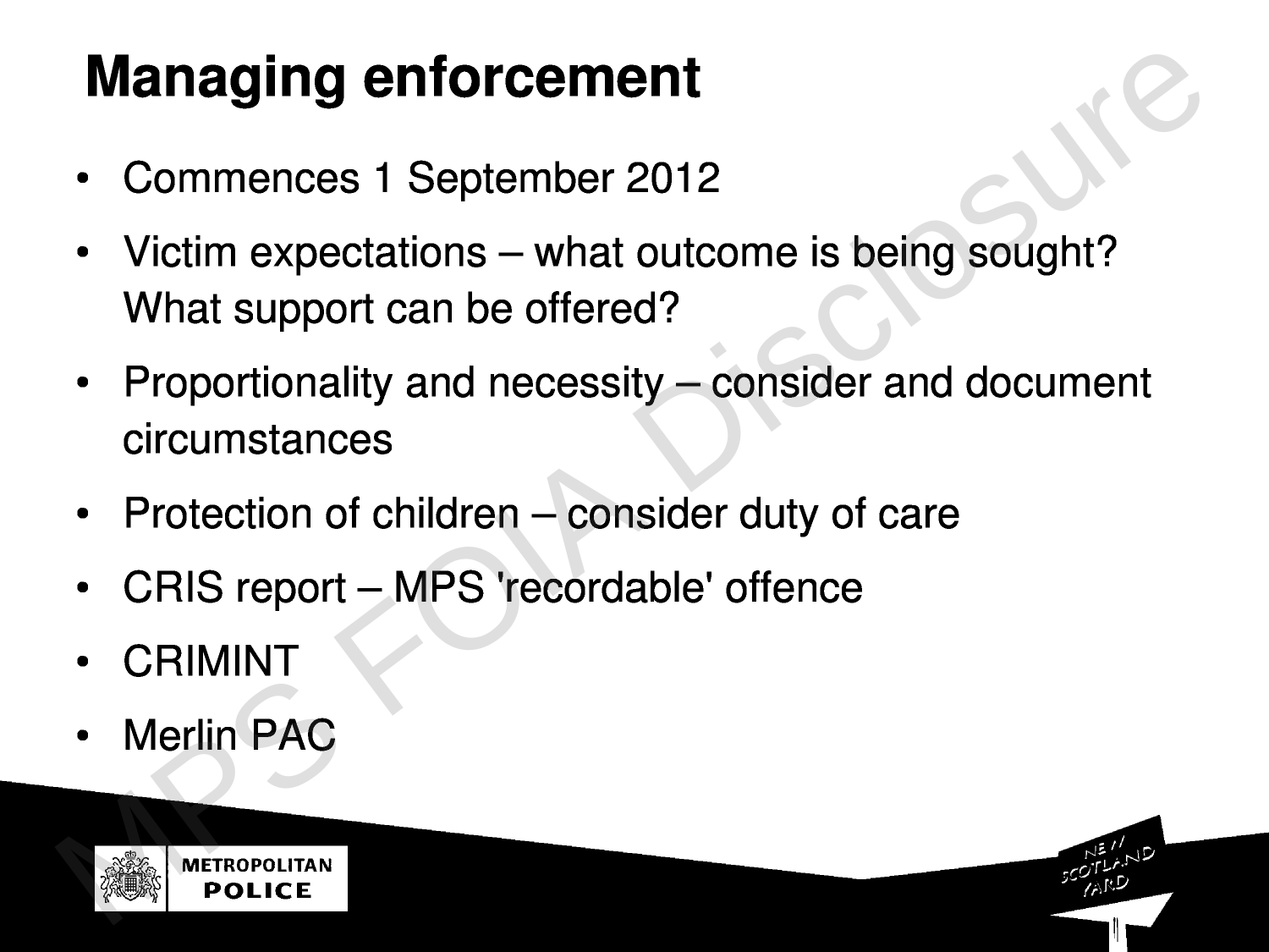# Managing enforcement

- Commences 1 September 2012
- Victim expectations – what outcome is being sought? What support can be offered?
- Proportionality and necessity – consider and document circumstances
- Protection of children – consider duty of care
- CRIS report – MPS 'recordable' offence
- CRIMINT
- Merlin PAC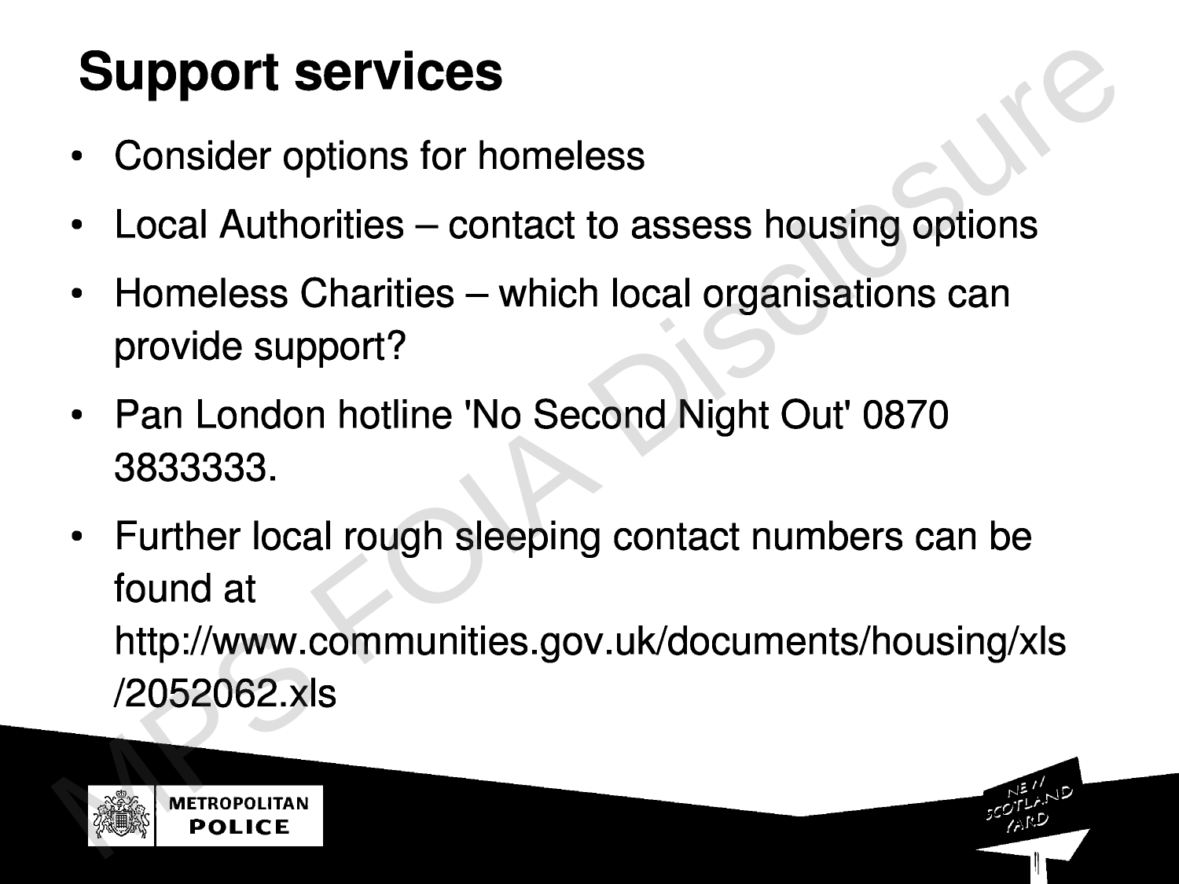# Support services

- Consider options for homeless
- Local Authorities – contact to assess housing options
- Homeless Charities – which local organisations can provide support?
- Pan London hotline 'No Second Night Out' 0870 3833333.
- Further local rough sleeping contact numbers can be found at http://www.communities.gov.uk/documents/housing/xls/2052062.xls